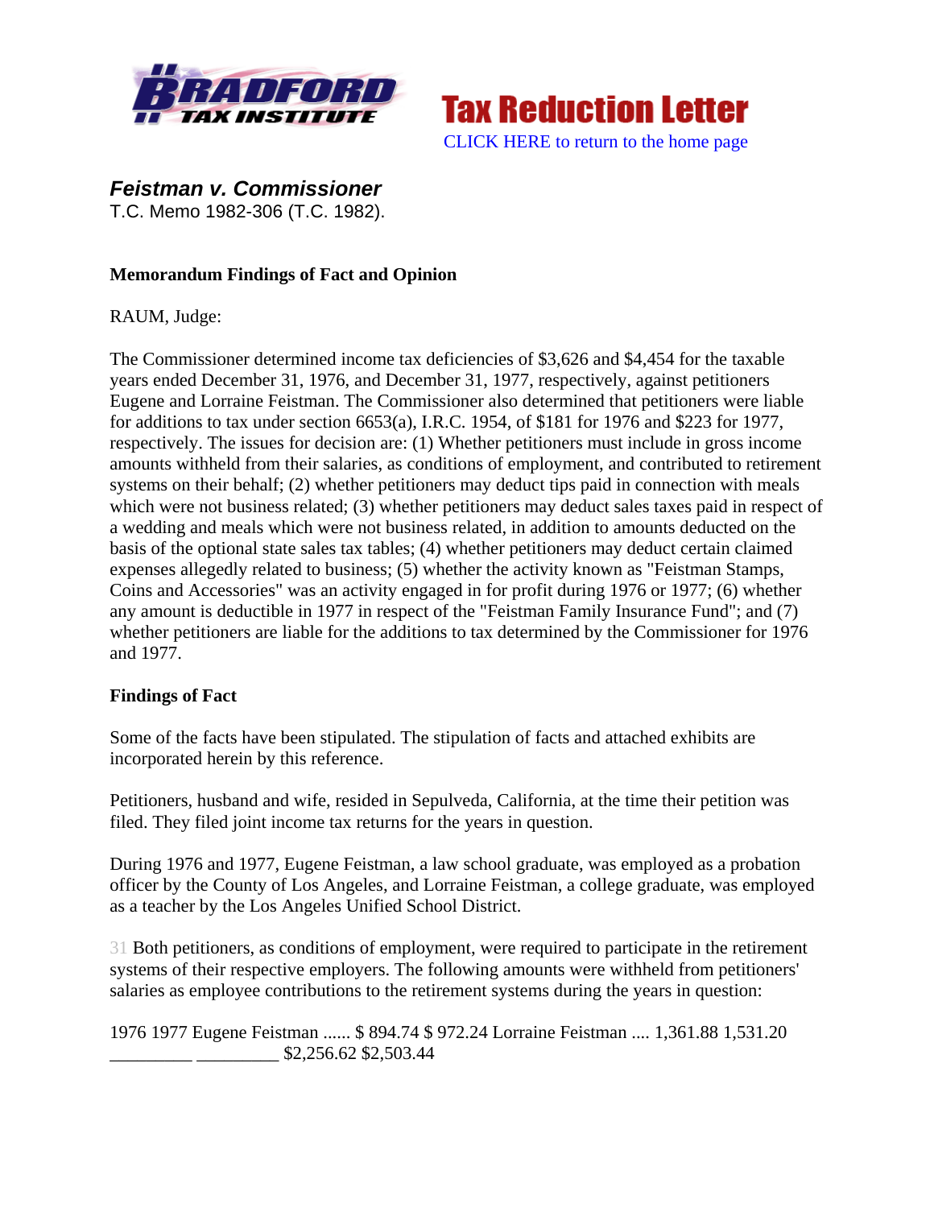Bradford Tax Institute

**Tax Reduction Letter**

CLICK HERE to return to the home page

***Feistman v. Commissioner***

T.C. Memo 1982-306 (T.C. 1982).

**Memorandum Findings of Fact and Opinion**

RAUM, Judge:

The Commissioner determined income tax deficiencies of $3,626 and $4,454 for the taxable years ended December 31, 1976, and December 31, 1977, respectively, against petitioners Eugene and Lorraine Feistman. The Commissioner also determined that petitioners were liable for additions to tax under section 6653(a), I.R.C. 1954, of $181 for 1976 and $223 for 1977, respectively. The issues for decision are: (1) Whether petitioners must include in gross income amounts withheld from their salaries, as conditions of employment, and contributed to retirement systems on their behalf; (2) whether petitioners may deduct tips paid in connection with meals which were not business related; (3) whether petitioners may deduct sales taxes paid in respect of a wedding and meals which were not business related, in addition to amounts deducted on the basis of the optional state sales tax tables; (4) whether petitioners may deduct certain claimed expenses allegedly related to business; (5) whether the activity known as "Feistman Stamps, Coins and Accessories" was an activity engaged in for profit during 1976 or 1977; (6) whether any amount is deductible in 1977 in respect of the "Feistman Family Insurance Fund"; and (7) whether petitioners are liable for the additions to tax determined by the Commissioner for 1976 and 1977.

**Findings of Fact**

Some of the facts have been stipulated. The stipulation of facts and attached exhibits are incorporated herein by this reference.

Petitioners, husband and wife, resided in Sepulveda, California, at the time their petition was filed. They filed joint income tax returns for the years in question.

During 1976 and 1977, Eugene Feistman, a law school graduate, was employed as a probation officer by the County of Los Angeles, and Lorraine Feistman, a college graduate, was employed as a teacher by the Los Angeles Unified School District.

31 Both petitioners, as conditions of employment, were required to participate in the retirement systems of their respective employers. The following amounts were withheld from petitioners' salaries as employee contributions to the retirement systems during the years in question:

| | 1976 | 1977 |
|---|---|---|
| Eugene Feistman | $ 894.74 | $ 972.24 |
| Lorraine Feistman | 1,361.88 | 1,531.20 |
| | $2,256.62 | $2,503.44 |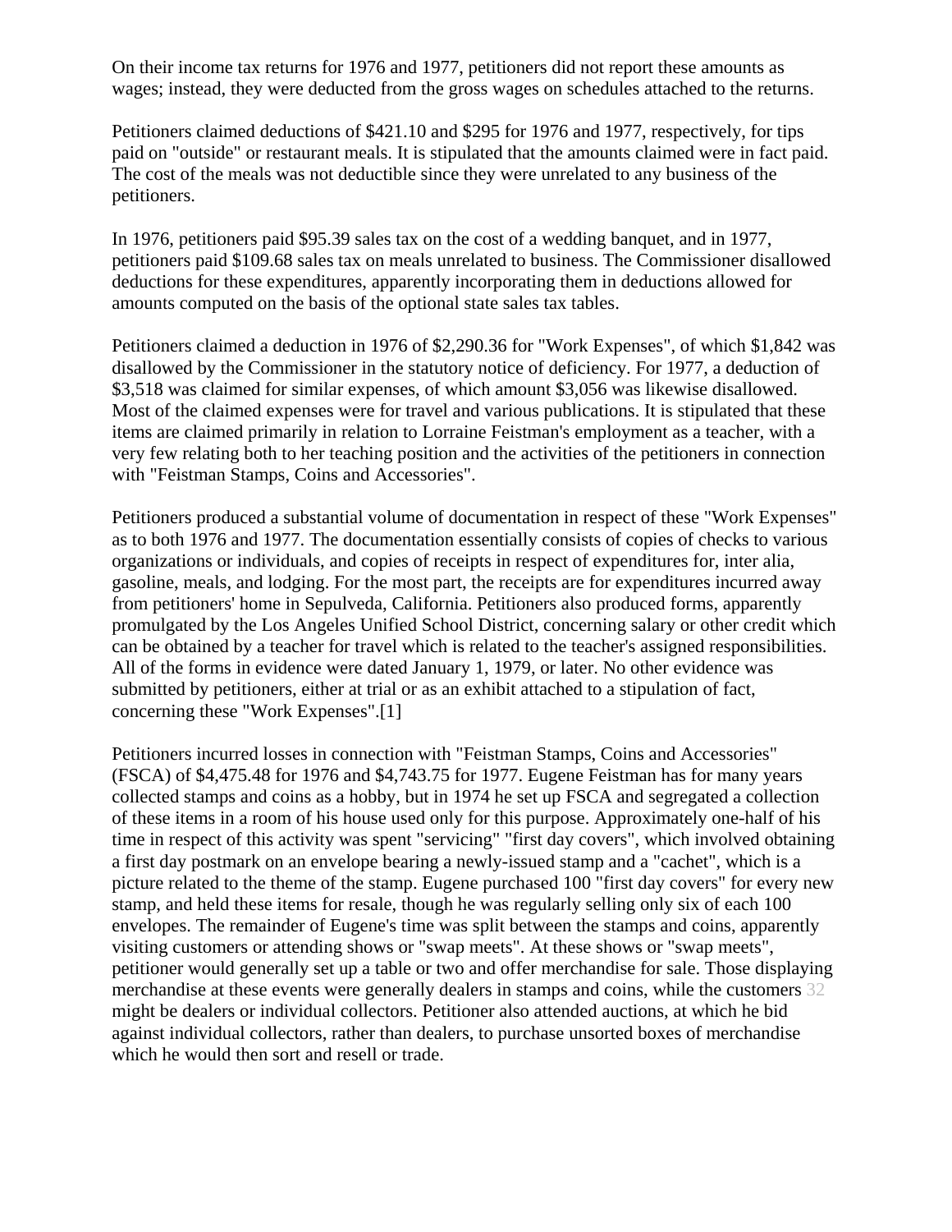On their income tax returns for 1976 and 1977, petitioners did not report these amounts as wages; instead, they were deducted from the gross wages on schedules attached to the returns.

Petitioners claimed deductions of $421.10 and $295 for 1976 and 1977, respectively, for tips paid on "outside" or restaurant meals. It is stipulated that the amounts claimed were in fact paid. The cost of the meals was not deductible since they were unrelated to any business of the petitioners.

In 1976, petitioners paid $95.39 sales tax on the cost of a wedding banquet, and in 1977, petitioners paid $109.68 sales tax on meals unrelated to business. The Commissioner disallowed deductions for these expenditures, apparently incorporating them in deductions allowed for amounts computed on the basis of the optional state sales tax tables.

Petitioners claimed a deduction in 1976 of $2,290.36 for "Work Expenses", of which $1,842 was disallowed by the Commissioner in the statutory notice of deficiency. For 1977, a deduction of $3,518 was claimed for similar expenses, of which amount $3,056 was likewise disallowed. Most of the claimed expenses were for travel and various publications. It is stipulated that these items are claimed primarily in relation to Lorraine Feistman's employment as a teacher, with a very few relating both to her teaching position and the activities of the petitioners in connection with "Feistman Stamps, Coins and Accessories".

Petitioners produced a substantial volume of documentation in respect of these "Work Expenses" as to both 1976 and 1977. The documentation essentially consists of copies of checks to various organizations or individuals, and copies of receipts in respect of expenditures for, inter alia, gasoline, meals, and lodging. For the most part, the receipts are for expenditures incurred away from petitioners' home in Sepulveda, California. Petitioners also produced forms, apparently promulgated by the Los Angeles Unified School District, concerning salary or other credit which can be obtained by a teacher for travel which is related to the teacher's assigned responsibilities. All of the forms in evidence were dated January 1, 1979, or later. No other evidence was submitted by petitioners, either at trial or as an exhibit attached to a stipulation of fact, concerning these "Work Expenses".[1]

Petitioners incurred losses in connection with "Feistman Stamps, Coins and Accessories" (FSCA) of $4,475.48 for 1976 and $4,743.75 for 1977. Eugene Feistman has for many years collected stamps and coins as a hobby, but in 1974 he set up FSCA and segregated a collection of these items in a room of his house used only for this purpose. Approximately one-half of his time in respect of this activity was spent "servicing" "first day covers", which involved obtaining a first day postmark on an envelope bearing a newly-issued stamp and a "cachet", which is a picture related to the theme of the stamp. Eugene purchased 100 "first day covers" for every new stamp, and held these items for resale, though he was regularly selling only six of each 100 envelopes. The remainder of Eugene's time was split between the stamps and coins, apparently visiting customers or attending shows or "swap meets". At these shows or "swap meets", petitioner would generally set up a table or two and offer merchandise for sale. Those displaying merchandise at these events were generally dealers in stamps and coins, while the customers might be dealers or individual collectors. Petitioner also attended auctions, at which he bid against individual collectors, rather than dealers, to purchase unsorted boxes of merchandise which he would then sort and resell or trade.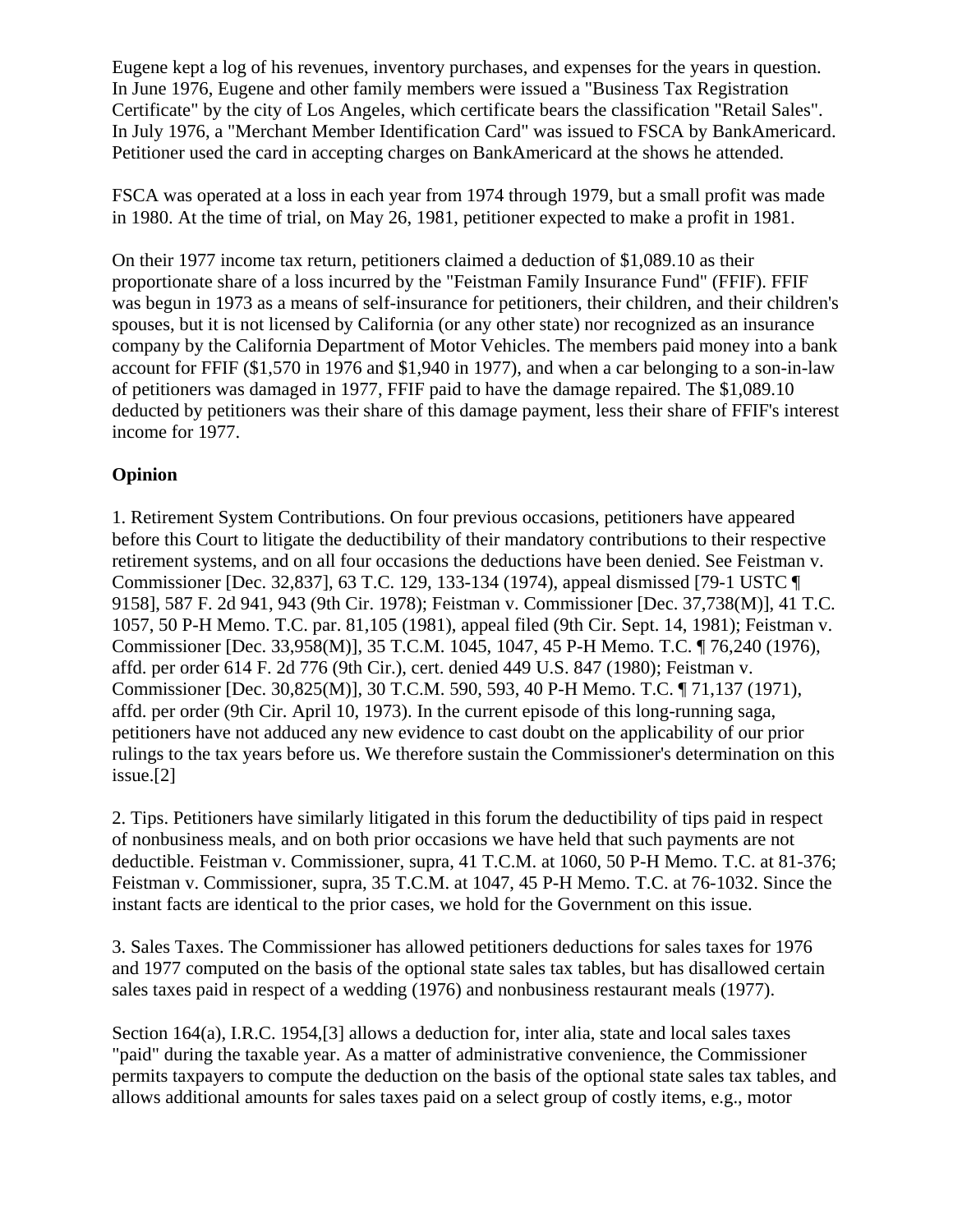Eugene kept a log of his revenues, inventory purchases, and expenses for the years in question. In June 1976, Eugene and other family members were issued a "Business Tax Registration Certificate" by the city of Los Angeles, which certificate bears the classification "Retail Sales". In July 1976, a "Merchant Member Identification Card" was issued to FSCA by BankAmericard. Petitioner used the card in accepting charges on BankAmericard at the shows he attended.

FSCA was operated at a loss in each year from 1974 through 1979, but a small profit was made in 1980. At the time of trial, on May 26, 1981, petitioner expected to make a profit in 1981.

On their 1977 income tax return, petitioners claimed a deduction of $1,089.10 as their proportionate share of a loss incurred by the "Feistman Family Insurance Fund" (FFIF). FFIF was begun in 1973 as a means of self-insurance for petitioners, their children, and their children's spouses, but it is not licensed by California (or any other state) nor recognized as an insurance company by the California Department of Motor Vehicles. The members paid money into a bank account for FFIF ($1,570 in 1976 and $1,940 in 1977), and when a car belonging to a son-in-law of petitioners was damaged in 1977, FFIF paid to have the damage repaired. The $1,089.10 deducted by petitioners was their share of this damage payment, less their share of FFIF's interest income for 1977.

## Opinion

1. Retirement System Contributions. On four previous occasions, petitioners have appeared before this Court to litigate the deductibility of their mandatory contributions to their respective retirement systems, and on all four occasions the deductions have been denied. See Feistman v. Commissioner [Dec. 32,837], 63 T.C. 129, 133-134 (1974), appeal dismissed [79-1 USTC ¶ 9158], 587 F. 2d 941, 943 (9th Cir. 1978); Feistman v. Commissioner [Dec. 37,738(M)], 41 T.C. 1057, 50 P-H Memo. T.C. par. 81,105 (1981), appeal filed (9th Cir. Sept. 14, 1981); Feistman v. Commissioner [Dec. 33,958(M)], 35 T.C.M. 1045, 1047, 45 P-H Memo. T.C. ¶ 76,240 (1976), affd. per order 614 F. 2d 776 (9th Cir.), cert. denied 449 U.S. 847 (1980); Feistman v. Commissioner [Dec. 30,825(M)], 30 T.C.M. 590, 593, 40 P-H Memo. T.C. ¶ 71,137 (1971), affd. per order (9th Cir. April 10, 1973). In the current episode of this long-running saga, petitioners have not adduced any new evidence to cast doubt on the applicability of our prior rulings to the tax years before us. We therefore sustain the Commissioner's determination on this issue.[2]

2. Tips. Petitioners have similarly litigated in this forum the deductibility of tips paid in respect of nonbusiness meals, and on both prior occasions we have held that such payments are not deductible. Feistman v. Commissioner, supra, 41 T.C.M. at 1060, 50 P-H Memo. T.C. at 81-376; Feistman v. Commissioner, supra, 35 T.C.M. at 1047, 45 P-H Memo. T.C. at 76-1032. Since the instant facts are identical to the prior cases, we hold for the Government on this issue.

3. Sales Taxes. The Commissioner has allowed petitioners deductions for sales taxes for 1976 and 1977 computed on the basis of the optional state sales tax tables, but has disallowed certain sales taxes paid in respect of a wedding (1976) and nonbusiness restaurant meals (1977).

Section 164(a), I.R.C. 1954,[3] allows a deduction for, inter alia, state and local sales taxes "paid" during the taxable year. As a matter of administrative convenience, the Commissioner permits taxpayers to compute the deduction on the basis of the optional state sales tax tables, and allows additional amounts for sales taxes paid on a select group of costly items, e.g., motor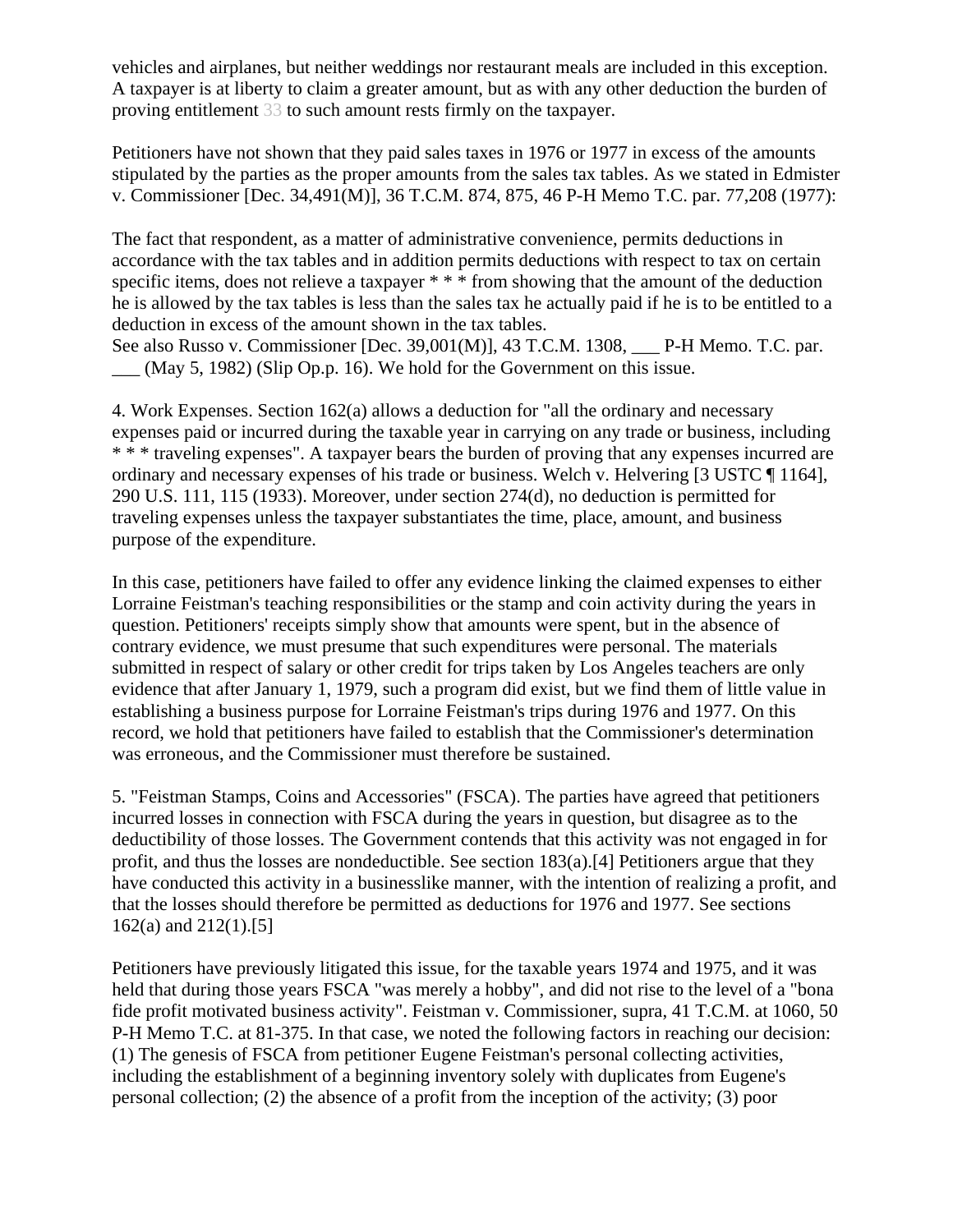vehicles and airplanes, but neither weddings nor restaurant meals are included in this exception. A taxpayer is at liberty to claim a greater amount, but as with any other deduction the burden of proving entitlement 33 to such amount rests firmly on the taxpayer.

Petitioners have not shown that they paid sales taxes in 1976 or 1977 in excess of the amounts stipulated by the parties as the proper amounts from the sales tax tables. As we stated in Edmister v. Commissioner [Dec. 34,491(M)], 36 T.C.M. 874, 875, 46 P-H Memo T.C. par. 77,208 (1977):

The fact that respondent, as a matter of administrative convenience, permits deductions in accordance with the tax tables and in addition permits deductions with respect to tax on certain specific items, does not relieve a taxpayer * * * from showing that the amount of the deduction he is allowed by the tax tables is less than the sales tax he actually paid if he is to be entitled to a deduction in excess of the amount shown in the tax tables.
See also Russo v. Commissioner [Dec. 39,001(M)], 43 T.C.M. 1308, ___ P-H Memo. T.C. par. ___ (May 5, 1982) (Slip Op.p. 16). We hold for the Government on this issue.

4. Work Expenses. Section 162(a) allows a deduction for "all the ordinary and necessary expenses paid or incurred during the taxable year in carrying on any trade or business, including * * * traveling expenses". A taxpayer bears the burden of proving that any expenses incurred are ordinary and necessary expenses of his trade or business. Welch v. Helvering [3 USTC ¶ 1164], 290 U.S. 111, 115 (1933). Moreover, under section 274(d), no deduction is permitted for traveling expenses unless the taxpayer substantiates the time, place, amount, and business purpose of the expenditure.

In this case, petitioners have failed to offer any evidence linking the claimed expenses to either Lorraine Feistman's teaching responsibilities or the stamp and coin activity during the years in question. Petitioners' receipts simply show that amounts were spent, but in the absence of contrary evidence, we must presume that such expenditures were personal. The materials submitted in respect of salary or other credit for trips taken by Los Angeles teachers are only evidence that after January 1, 1979, such a program did exist, but we find them of little value in establishing a business purpose for Lorraine Feistman's trips during 1976 and 1977. On this record, we hold that petitioners have failed to establish that the Commissioner's determination was erroneous, and the Commissioner must therefore be sustained.

5. "Feistman Stamps, Coins and Accessories" (FSCA). The parties have agreed that petitioners incurred losses in connection with FSCA during the years in question, but disagree as to the deductibility of those losses. The Government contends that this activity was not engaged in for profit, and thus the losses are nondeductible. See section 183(a).[4] Petitioners argue that they have conducted this activity in a businesslike manner, with the intention of realizing a profit, and that the losses should therefore be permitted as deductions for 1976 and 1977. See sections 162(a) and 212(1).[5]

Petitioners have previously litigated this issue, for the taxable years 1974 and 1975, and it was held that during those years FSCA "was merely a hobby", and did not rise to the level of a "bona fide profit motivated business activity". Feistman v. Commissioner, supra, 41 T.C.M. at 1060, 50 P-H Memo T.C. at 81-375. In that case, we noted the following factors in reaching our decision: (1) The genesis of FSCA from petitioner Eugene Feistman's personal collecting activities, including the establishment of a beginning inventory solely with duplicates from Eugene's personal collection; (2) the absence of a profit from the inception of the activity; (3) poor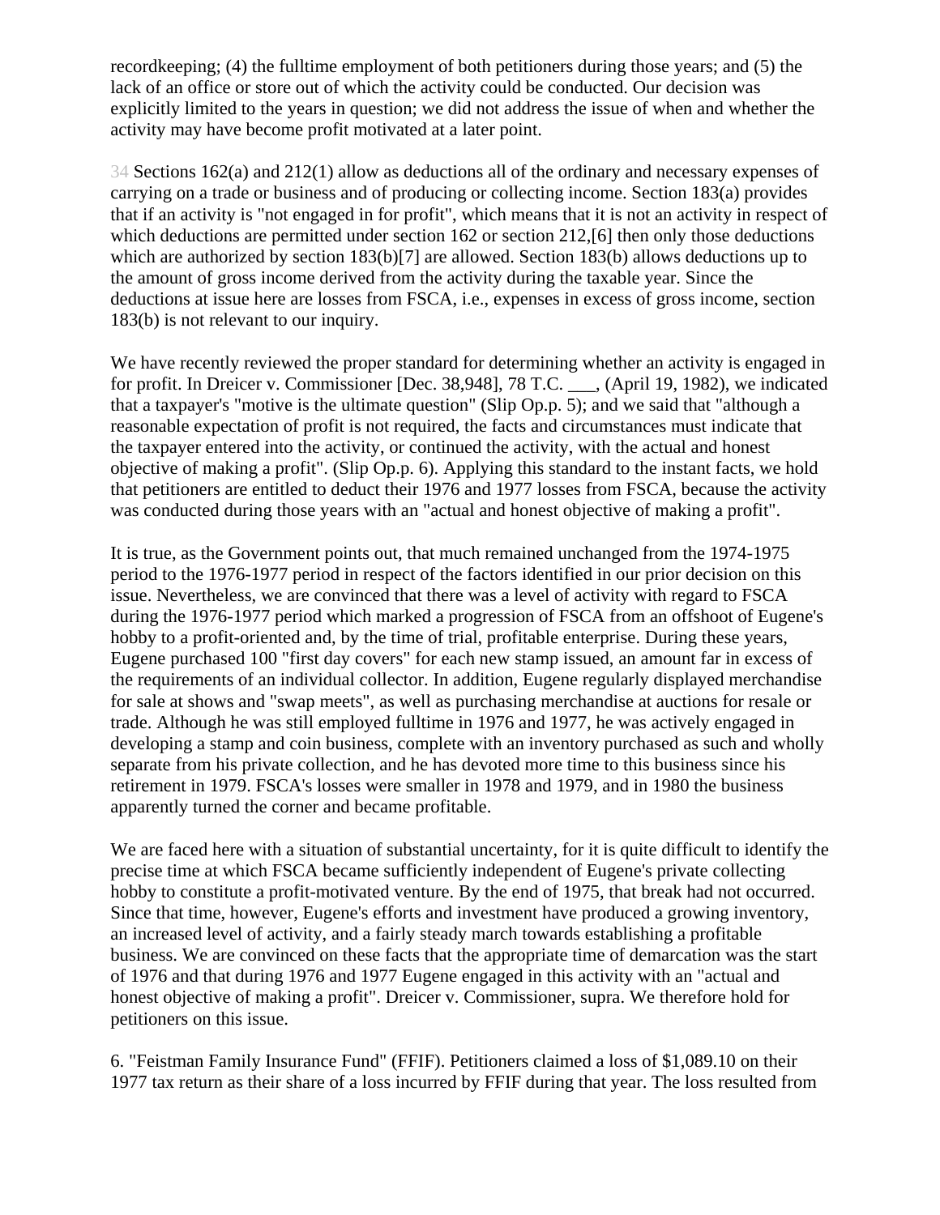recordkeeping; (4) the fulltime employment of both petitioners during those years; and (5) the lack of an office or store out of which the activity could be conducted. Our decision was explicitly limited to the years in question; we did not address the issue of when and whether the activity may have become profit motivated at a later point.

34 Sections 162(a) and 212(1) allow as deductions all of the ordinary and necessary expenses of carrying on a trade or business and of producing or collecting income. Section 183(a) provides that if an activity is "not engaged in for profit", which means that it is not an activity in respect of which deductions are permitted under section 162 or section 212,[6] then only those deductions which are authorized by section 183(b)[7] are allowed. Section 183(b) allows deductions up to the amount of gross income derived from the activity during the taxable year. Since the deductions at issue here are losses from FSCA, i.e., expenses in excess of gross income, section 183(b) is not relevant to our inquiry.

We have recently reviewed the proper standard for determining whether an activity is engaged in for profit. In Dreicer v. Commissioner [Dec. 38,948], 78 T.C. ___, (April 19, 1982), we indicated that a taxpayer's "motive is the ultimate question" (Slip Op.p. 5); and we said that "although a reasonable expectation of profit is not required, the facts and circumstances must indicate that the taxpayer entered into the activity, or continued the activity, with the actual and honest objective of making a profit". (Slip Op.p. 6). Applying this standard to the instant facts, we hold that petitioners are entitled to deduct their 1976 and 1977 losses from FSCA, because the activity was conducted during those years with an "actual and honest objective of making a profit".

It is true, as the Government points out, that much remained unchanged from the 1974-1975 period to the 1976-1977 period in respect of the factors identified in our prior decision on this issue. Nevertheless, we are convinced that there was a level of activity with regard to FSCA during the 1976-1977 period which marked a progression of FSCA from an offshoot of Eugene's hobby to a profit-oriented and, by the time of trial, profitable enterprise. During these years, Eugene purchased 100 "first day covers" for each new stamp issued, an amount far in excess of the requirements of an individual collector. In addition, Eugene regularly displayed merchandise for sale at shows and "swap meets", as well as purchasing merchandise at auctions for resale or trade. Although he was still employed fulltime in 1976 and 1977, he was actively engaged in developing a stamp and coin business, complete with an inventory purchased as such and wholly separate from his private collection, and he has devoted more time to this business since his retirement in 1979. FSCA's losses were smaller in 1978 and 1979, and in 1980 the business apparently turned the corner and became profitable.

We are faced here with a situation of substantial uncertainty, for it is quite difficult to identify the precise time at which FSCA became sufficiently independent of Eugene's private collecting hobby to constitute a profit-motivated venture. By the end of 1975, that break had not occurred. Since that time, however, Eugene's efforts and investment have produced a growing inventory, an increased level of activity, and a fairly steady march towards establishing a profitable business. We are convinced on these facts that the appropriate time of demarcation was the start of 1976 and that during 1976 and 1977 Eugene engaged in this activity with an "actual and honest objective of making a profit". Dreicer v. Commissioner, supra. We therefore hold for petitioners on this issue.

6. "Feistman Family Insurance Fund" (FFIF). Petitioners claimed a loss of $1,089.10 on their 1977 tax return as their share of a loss incurred by FFIF during that year. The loss resulted from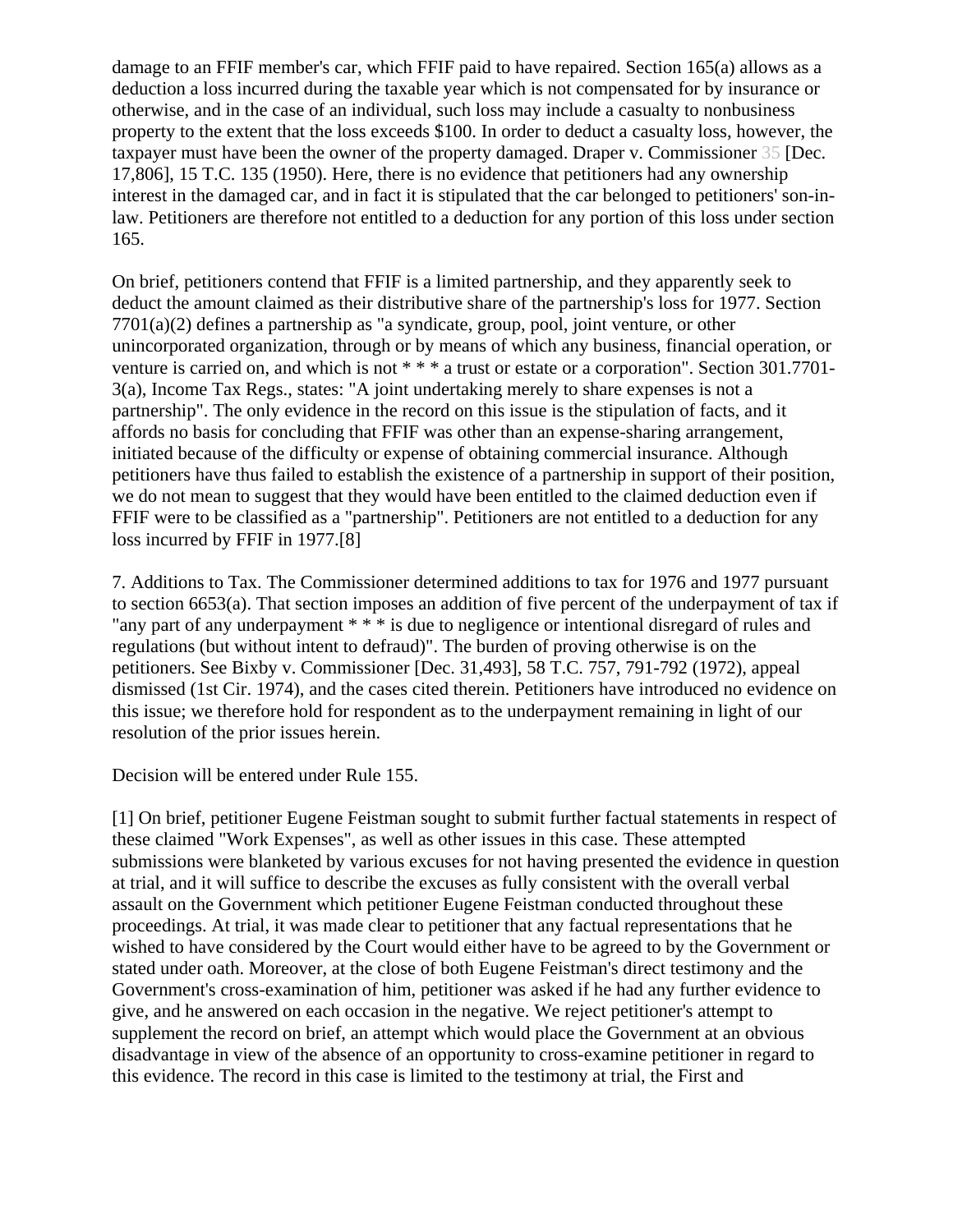damage to an FFIF member's car, which FFIF paid to have repaired. Section 165(a) allows as a deduction a loss incurred during the taxable year which is not compensated for by insurance or otherwise, and in the case of an individual, such loss may include a casualty to nonbusiness property to the extent that the loss exceeds $100. In order to deduct a casualty loss, however, the taxpayer must have been the owner of the property damaged. Draper v. Commissioner 35 [Dec. 17,806], 15 T.C. 135 (1950). Here, there is no evidence that petitioners had any ownership interest in the damaged car, and in fact it is stipulated that the car belonged to petitioners' son-in-law. Petitioners are therefore not entitled to a deduction for any portion of this loss under section 165.

On brief, petitioners contend that FFIF is a limited partnership, and they apparently seek to deduct the amount claimed as their distributive share of the partnership's loss for 1977. Section 7701(a)(2) defines a partnership as "a syndicate, group, pool, joint venture, or other unincorporated organization, through or by means of which any business, financial operation, or venture is carried on, and which is not * * * a trust or estate or a corporation". Section 301.7701-3(a), Income Tax Regs., states: "A joint undertaking merely to share expenses is not a partnership". The only evidence in the record on this issue is the stipulation of facts, and it affords no basis for concluding that FFIF was other than an expense-sharing arrangement, initiated because of the difficulty or expense of obtaining commercial insurance. Although petitioners have thus failed to establish the existence of a partnership in support of their position, we do not mean to suggest that they would have been entitled to the claimed deduction even if FFIF were to be classified as a "partnership". Petitioners are not entitled to a deduction for any loss incurred by FFIF in 1977.[8]

7. Additions to Tax. The Commissioner determined additions to tax for 1976 and 1977 pursuant to section 6653(a). That section imposes an addition of five percent of the underpayment of tax if "any part of any underpayment * * * is due to negligence or intentional disregard of rules and regulations (but without intent to defraud)". The burden of proving otherwise is on the petitioners. See Bixby v. Commissioner [Dec. 31,493], 58 T.C. 757, 791-792 (1972), appeal dismissed (1st Cir. 1974), and the cases cited therein. Petitioners have introduced no evidence on this issue; we therefore hold for respondent as to the underpayment remaining in light of our resolution of the prior issues herein.

Decision will be entered under Rule 155.

[1] On brief, petitioner Eugene Feistman sought to submit further factual statements in respect of these claimed "Work Expenses", as well as other issues in this case. These attempted submissions were blanketed by various excuses for not having presented the evidence in question at trial, and it will suffice to describe the excuses as fully consistent with the overall verbal assault on the Government which petitioner Eugene Feistman conducted throughout these proceedings. At trial, it was made clear to petitioner that any factual representations that he wished to have considered by the Court would either have to be agreed to by the Government or stated under oath. Moreover, at the close of both Eugene Feistman's direct testimony and the Government's cross-examination of him, petitioner was asked if he had any further evidence to give, and he answered on each occasion in the negative. We reject petitioner's attempt to supplement the record on brief, an attempt which would place the Government at an obvious disadvantage in view of the absence of an opportunity to cross-examine petitioner in regard to this evidence. The record in this case is limited to the testimony at trial, the First and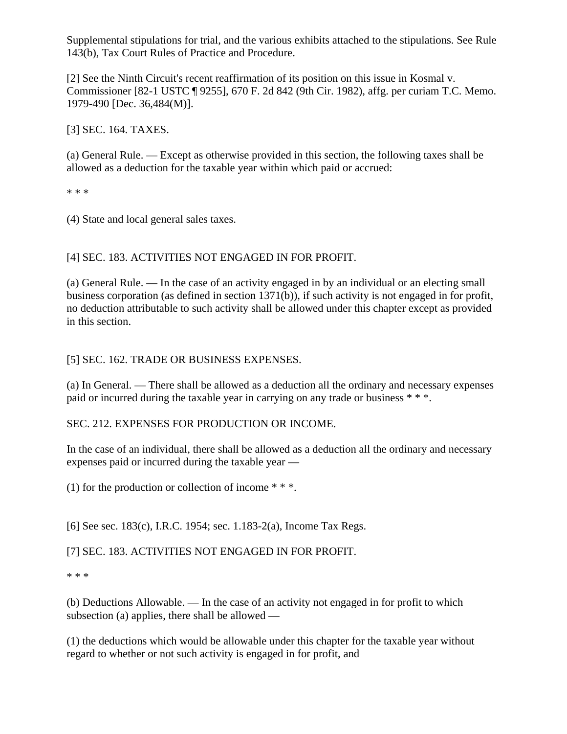Supplemental stipulations for trial, and the various exhibits attached to the stipulations. See Rule 143(b), Tax Court Rules of Practice and Procedure.

[2] See the Ninth Circuit's recent reaffirmation of its position on this issue in Kosmal v. Commissioner [82-1 USTC ¶ 9255], 670 F. 2d 842 (9th Cir. 1982), affg. per curiam T.C. Memo. 1979-490 [Dec. 36,484(M)].

[3] SEC. 164. TAXES.

(a) General Rule. — Except as otherwise provided in this section, the following taxes shall be allowed as a deduction for the taxable year within which paid or accrued:

* * *

(4) State and local general sales taxes.

[4] SEC. 183. ACTIVITIES NOT ENGAGED IN FOR PROFIT.

(a) General Rule. — In the case of an activity engaged in by an individual or an electing small business corporation (as defined in section 1371(b)), if such activity is not engaged in for profit, no deduction attributable to such activity shall be allowed under this chapter except as provided in this section.

[5] SEC. 162. TRADE OR BUSINESS EXPENSES.

(a) In General. — There shall be allowed as a deduction all the ordinary and necessary expenses paid or incurred during the taxable year in carrying on any trade or business * * *.

SEC. 212. EXPENSES FOR PRODUCTION OR INCOME.

In the case of an individual, there shall be allowed as a deduction all the ordinary and necessary expenses paid or incurred during the taxable year —

(1) for the production or collection of income * * *.

[6] See sec. 183(c), I.R.C. 1954; sec. 1.183-2(a), Income Tax Regs.

[7] SEC. 183. ACTIVITIES NOT ENGAGED IN FOR PROFIT.

* * *

(b) Deductions Allowable. — In the case of an activity not engaged in for profit to which subsection (a) applies, there shall be allowed —

(1) the deductions which would be allowable under this chapter for the taxable year without regard to whether or not such activity is engaged in for profit, and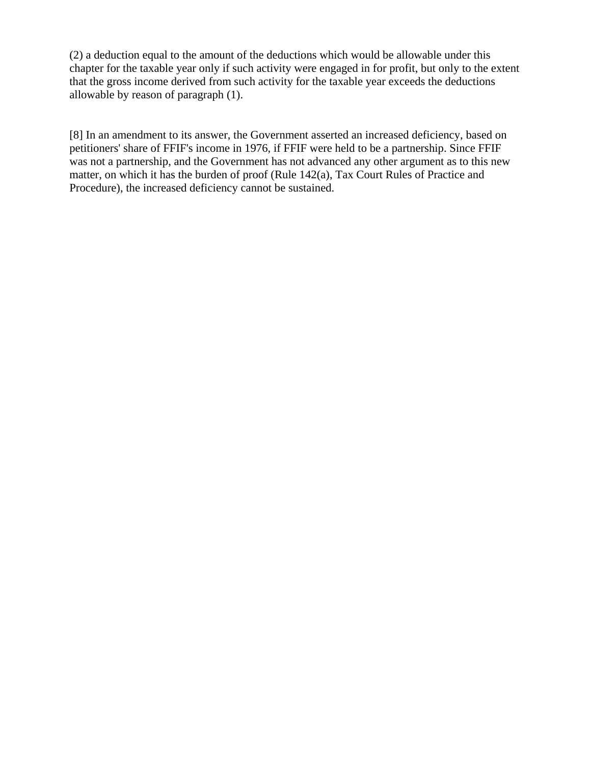(2) a deduction equal to the amount of the deductions which would be allowable under this chapter for the taxable year only if such activity were engaged in for profit, but only to the extent that the gross income derived from such activity for the taxable year exceeds the deductions allowable by reason of paragraph (1).

[8] In an amendment to its answer, the Government asserted an increased deficiency, based on petitioners' share of FFIF's income in 1976, if FFIF were held to be a partnership. Since FFIF was not a partnership, and the Government has not advanced any other argument as to this new matter, on which it has the burden of proof (Rule 142(a), Tax Court Rules of Practice and Procedure), the increased deficiency cannot be sustained.